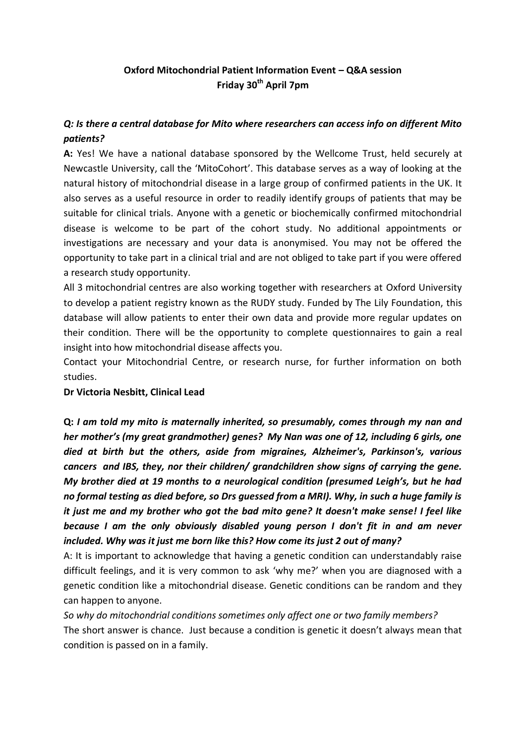**Oxford Mitochondrial Patient Information Event – Q&A session**
**Friday 30th April 7pm**

***Q: Is there a central database for Mito where researchers can access info on different Mito patients?***

**A:** Yes! We have a national database sponsored by the Wellcome Trust, held securely at Newcastle University, call the 'MitoCohort'. This database serves as a way of looking at the natural history of mitochondrial disease in a large group of confirmed patients in the UK. It also serves as a useful resource in order to readily identify groups of patients that may be suitable for clinical trials. Anyone with a genetic or biochemically confirmed mitochondrial disease is welcome to be part of the cohort study. No additional appointments or investigations are necessary and your data is anonymised. You may not be offered the opportunity to take part in a clinical trial and are not obliged to take part if you were offered a research study opportunity.

All 3 mitochondrial centres are also working together with researchers at Oxford University to develop a patient registry known as the RUDY study. Funded by The Lily Foundation, this database will allow patients to enter their own data and provide more regular updates on their condition. There will be the opportunity to complete questionnaires to gain a real insight into how mitochondrial disease affects you.

Contact your Mitochondrial Centre, or research nurse, for further information on both studies.

**Dr Victoria Nesbitt, Clinical Lead**

**Q:** ***I am told my mito is maternally inherited, so presumably, comes through my nan and her mother's (my great grandmother) genes? My Nan was one of 12, including 6 girls, one died at birth but the others, aside from migraines, Alzheimer's, Parkinson's, various cancers and IBS, they, nor their children/ grandchildren show signs of carrying the gene. My brother died at 19 months to a neurological condition (presumed Leigh's, but he had no formal testing as died before, so Drs guessed from a MRI). Why, in such a huge family is it just me and my brother who got the bad mito gene? It doesn't make sense! I feel like because I am the only obviously disabled young person I don't fit in and am never included. Why was it just me born like this? How come its just 2 out of many?***

A: It is important to acknowledge that having a genetic condition can understandably raise difficult feelings, and it is very common to ask 'why me?' when you are diagnosed with a genetic condition like a mitochondrial disease. Genetic conditions can be random and they can happen to anyone.

*So why do mitochondrial conditions sometimes only affect one or two family members?*

The short answer is chance. Just because a condition is genetic it doesn't always mean that condition is passed on in a family.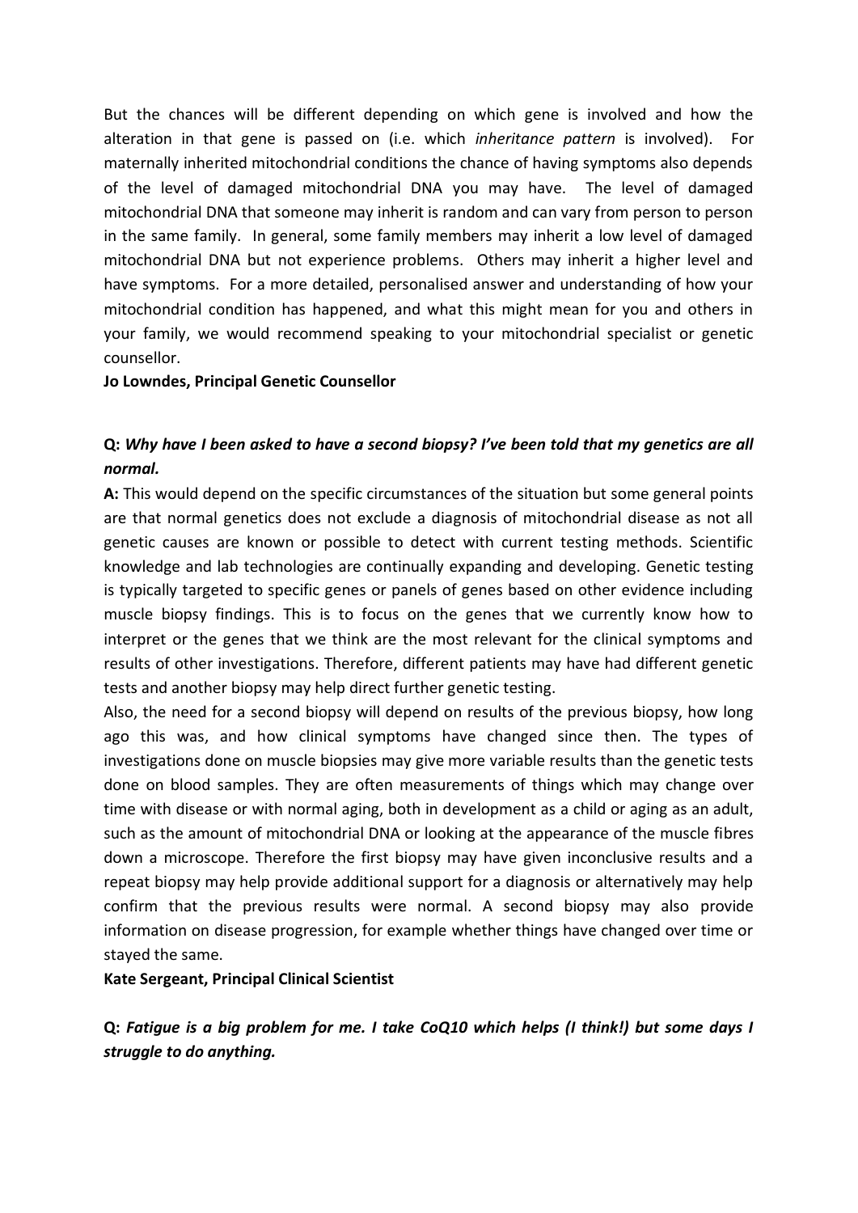But the chances will be different depending on which gene is involved and how the alteration in that gene is passed on (i.e. which *inheritance pattern* is involved). For maternally inherited mitochondrial conditions the chance of having symptoms also depends of the level of damaged mitochondrial DNA you may have. The level of damaged mitochondrial DNA that someone may inherit is random and can vary from person to person in the same family. In general, some family members may inherit a low level of damaged mitochondrial DNA but not experience problems. Others may inherit a higher level and have symptoms. For a more detailed, personalised answer and understanding of how your mitochondrial condition has happened, and what this might mean for you and others in your family, we would recommend speaking to your mitochondrial specialist or genetic counsellor.

**Jo Lowndes, Principal Genetic Counsellor**

**Q:** ***Why have I been asked to have a second biopsy? I've been told that my genetics are all normal.***

**A:** This would depend on the specific circumstances of the situation but some general points are that normal genetics does not exclude a diagnosis of mitochondrial disease as not all genetic causes are known or possible to detect with current testing methods. Scientific knowledge and lab technologies are continually expanding and developing. Genetic testing is typically targeted to specific genes or panels of genes based on other evidence including muscle biopsy findings. This is to focus on the genes that we currently know how to interpret or the genes that we think are the most relevant for the clinical symptoms and results of other investigations. Therefore, different patients may have had different genetic tests and another biopsy may help direct further genetic testing.

Also, the need for a second biopsy will depend on results of the previous biopsy, how long ago this was, and how clinical symptoms have changed since then. The types of investigations done on muscle biopsies may give more variable results than the genetic tests done on blood samples. They are often measurements of things which may change over time with disease or with normal aging, both in development as a child or aging as an adult, such as the amount of mitochondrial DNA or looking at the appearance of the muscle fibres down a microscope. Therefore the first biopsy may have given inconclusive results and a repeat biopsy may help provide additional support for a diagnosis or alternatively may help confirm that the previous results were normal. A second biopsy may also provide information on disease progression, for example whether things have changed over time or stayed the same.

**Kate Sergeant, Principal Clinical Scientist**

**Q:** ***Fatigue is a big problem for me. I take CoQ10 which helps (I think!) but some days I struggle to do anything.***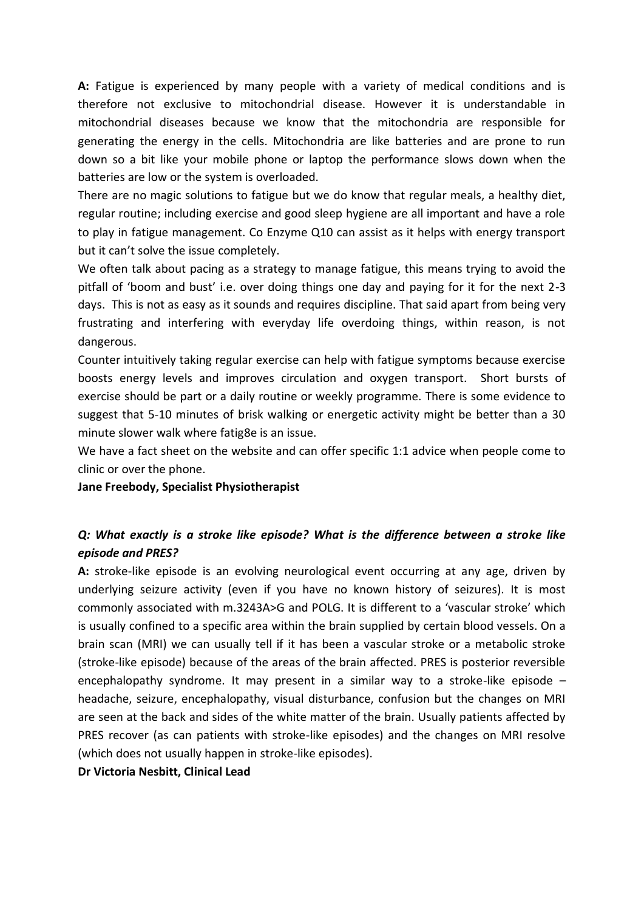**A:** Fatigue is experienced by many people with a variety of medical conditions and is therefore not exclusive to mitochondrial disease. However it is understandable in mitochondrial diseases because we know that the mitochondria are responsible for generating the energy in the cells. Mitochondria are like batteries and are prone to run down so a bit like your mobile phone or laptop the performance slows down when the batteries are low or the system is overloaded.

There are no magic solutions to fatigue but we do know that regular meals, a healthy diet, regular routine; including exercise and good sleep hygiene are all important and have a role to play in fatigue management. Co Enzyme Q10 can assist as it helps with energy transport but it can't solve the issue completely.

We often talk about pacing as a strategy to manage fatigue, this means trying to avoid the pitfall of 'boom and bust' i.e. over doing things one day and paying for it for the next 2-3 days. This is not as easy as it sounds and requires discipline. That said apart from being very frustrating and interfering with everyday life overdoing things, within reason, is not dangerous.

Counter intuitively taking regular exercise can help with fatigue symptoms because exercise boosts energy levels and improves circulation and oxygen transport. Short bursts of exercise should be part or a daily routine or weekly programme. There is some evidence to suggest that 5-10 minutes of brisk walking or energetic activity might be better than a 30 minute slower walk where fatig8e is an issue.

We have a fact sheet on the website and can offer specific 1:1 advice when people come to clinic or over the phone.

**Jane Freebody, Specialist Physiotherapist**

***Q: What exactly is a stroke like episode? What is the difference between a stroke like episode and PRES?***

**A:** stroke-like episode is an evolving neurological event occurring at any age, driven by underlying seizure activity (even if you have no known history of seizures). It is most commonly associated with m.3243A>G and POLG. It is different to a 'vascular stroke' which is usually confined to a specific area within the brain supplied by certain blood vessels. On a brain scan (MRI) we can usually tell if it has been a vascular stroke or a metabolic stroke (stroke-like episode) because of the areas of the brain affected. PRES is posterior reversible encephalopathy syndrome. It may present in a similar way to a stroke-like episode – headache, seizure, encephalopathy, visual disturbance, confusion but the changes on MRI are seen at the back and sides of the white matter of the brain. Usually patients affected by PRES recover (as can patients with stroke-like episodes) and the changes on MRI resolve (which does not usually happen in stroke-like episodes).

**Dr Victoria Nesbitt, Clinical Lead**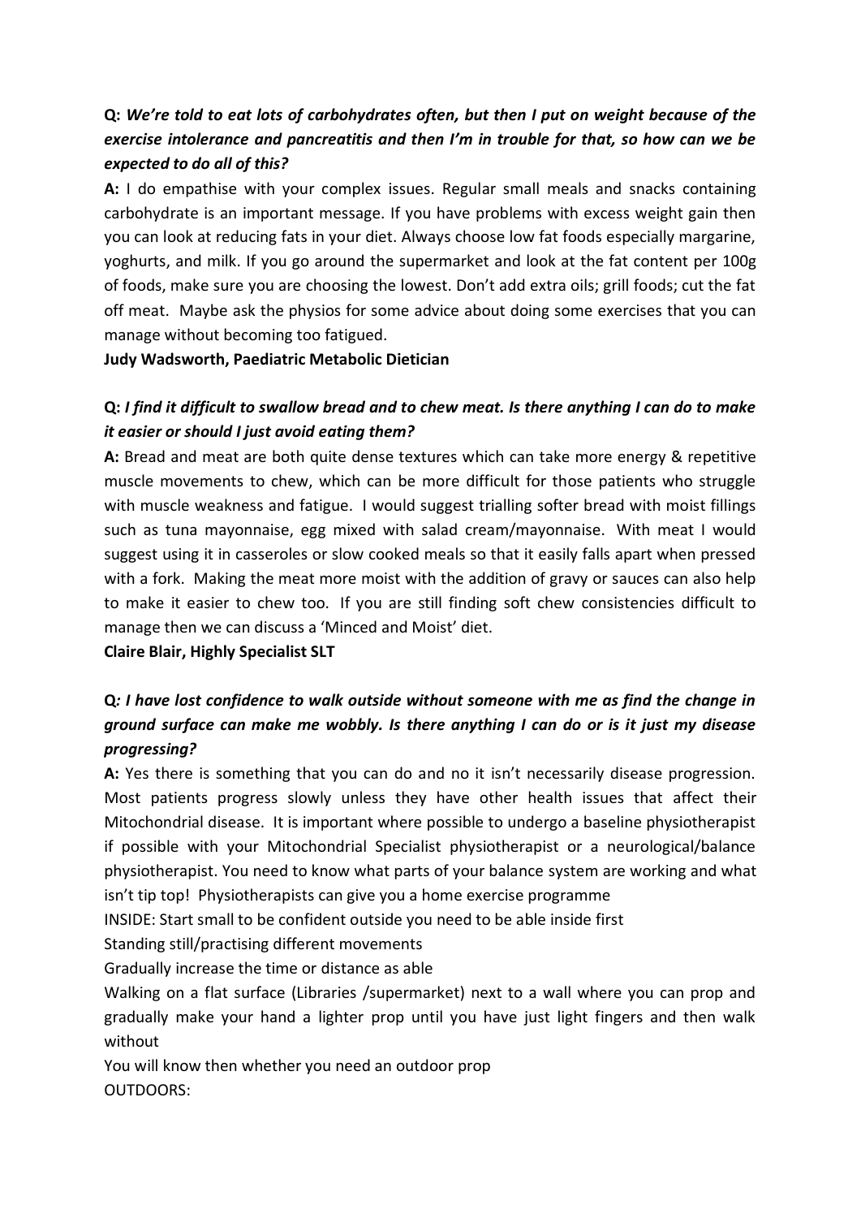**Q:** ***We're told to eat lots of carbohydrates often, but then I put on weight because of the exercise intolerance and pancreatitis and then I'm in trouble for that, so how can we be expected to do all of this?***

**A:** I do empathise with your complex issues. Regular small meals and snacks containing carbohydrate is an important message. If you have problems with excess weight gain then you can look at reducing fats in your diet. Always choose low fat foods especially margarine, yoghurts, and milk. If you go around the supermarket and look at the fat content per 100g of foods, make sure you are choosing the lowest. Don't add extra oils; grill foods; cut the fat off meat. Maybe ask the physios for some advice about doing some exercises that you can manage without becoming too fatigued.

**Judy Wadsworth, Paediatric Metabolic Dietician**

**Q:** ***I find it difficult to swallow bread and to chew meat. Is there anything I can do to make it easier or should I just avoid eating them?***

**A:** Bread and meat are both quite dense textures which can take more energy & repetitive muscle movements to chew, which can be more difficult for those patients who struggle with muscle weakness and fatigue. I would suggest trialling softer bread with moist fillings such as tuna mayonnaise, egg mixed with salad cream/mayonnaise. With meat I would suggest using it in casseroles or slow cooked meals so that it easily falls apart when pressed with a fork. Making the meat more moist with the addition of gravy or sauces can also help to make it easier to chew too. If you are still finding soft chew consistencies difficult to manage then we can discuss a 'Minced and Moist' diet.

**Claire Blair, Highly Specialist SLT**

**Q***: I have lost confidence to walk outside without someone with me as find the change in ground surface can make me wobbly. Is there anything I can do or is it just my disease progressing?***

**A:** Yes there is something that you can do and no it isn't necessarily disease progression. Most patients progress slowly unless they have other health issues that affect their Mitochondrial disease. It is important where possible to undergo a baseline physiotherapist if possible with your Mitochondrial Specialist physiotherapist or a neurological/balance physiotherapist. You need to know what parts of your balance system are working and what isn't tip top! Physiotherapists can give you a home exercise programme

INSIDE: Start small to be confident outside you need to be able inside first

Standing still/practising different movements

Gradually increase the time or distance as able

Walking on a flat surface (Libraries /supermarket) next to a wall where you can prop and gradually make your hand a lighter prop until you have just light fingers and then walk without

You will know then whether you need an outdoor prop

OUTDOORS: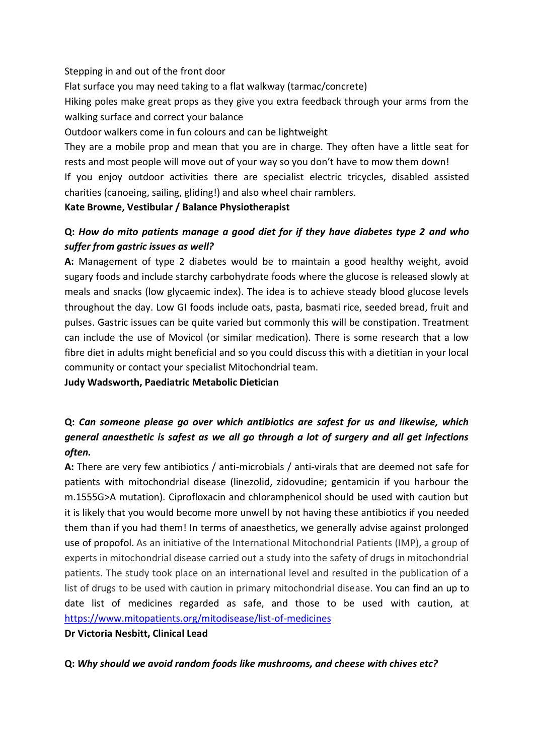Stepping in and out of the front door

Flat surface you may need taking to a flat walkway (tarmac/concrete)

Hiking poles make great props as they give you extra feedback through your arms from the walking surface and correct your balance

Outdoor walkers come in fun colours and can be lightweight

They are a mobile prop and mean that you are in charge. They often have a little seat for rests and most people will move out of your way so you don't have to mow them down!

If you enjoy outdoor activities there are specialist electric tricycles, disabled assisted charities (canoeing, sailing, gliding!) and also wheel chair ramblers.

**Kate Browne, Vestibular / Balance Physiotherapist**

**Q:** ***How do mito patients manage a good diet for if they have diabetes type 2 and who suffer from gastric issues as well?***

**A:** Management of type 2 diabetes would be to maintain a good healthy weight, avoid sugary foods and include starchy carbohydrate foods where the glucose is released slowly at meals and snacks (low glycaemic index). The idea is to achieve steady blood glucose levels throughout the day. Low GI foods include oats, pasta, basmati rice, seeded bread, fruit and pulses. Gastric issues can be quite varied but commonly this will be constipation. Treatment can include the use of Movicol (or similar medication). There is some research that a low fibre diet in adults might beneficial and so you could discuss this with a dietitian in your local community or contact your specialist Mitochondrial team.

**Judy Wadsworth, Paediatric Metabolic Dietician**

**Q:** ***Can someone please go over which antibiotics are safest for us and likewise, which general anaesthetic is safest as we all go through a lot of surgery and all get infections often.***

**A:** There are very few antibiotics / anti-microbials / anti-virals that are deemed not safe for patients with mitochondrial disease (linezolid, zidovudine; gentamicin if you harbour the m.1555G>A mutation). Ciprofloxacin and chloramphenicol should be used with caution but it is likely that you would become more unwell by not having these antibiotics if you needed them than if you had them! In terms of anaesthetics, we generally advise against prolonged use of propofol. As an initiative of the International Mitochondrial Patients (IMP), a group of experts in mitochondrial disease carried out a study into the safety of drugs in mitochondrial patients. The study took place on an international level and resulted in the publication of a list of drugs to be used with caution in primary mitochondrial disease. You can find an up to date list of medicines regarded as safe, and those to be used with caution, at https://www.mitopatients.org/mitodisease/list-of-medicines

**Dr Victoria Nesbitt, Clinical Lead**

**Q:** ***Why should we avoid random foods like mushrooms, and cheese with chives etc?***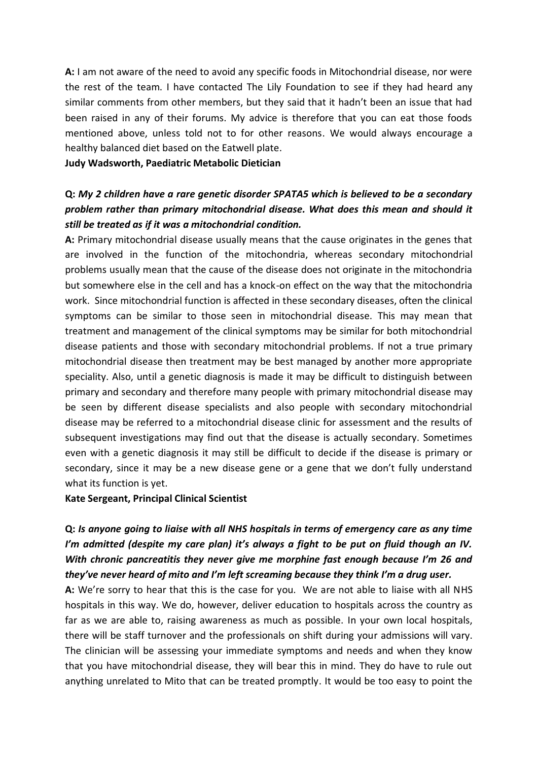**A:** I am not aware of the need to avoid any specific foods in Mitochondrial disease, nor were the rest of the team. I have contacted The Lily Foundation to see if they had heard any similar comments from other members, but they said that it hadn't been an issue that had been raised in any of their forums. My advice is therefore that you can eat those foods mentioned above, unless told not to for other reasons. We would always encourage a healthy balanced diet based on the Eatwell plate.

**Judy Wadsworth, Paediatric Metabolic Dietician**

**Q:** ***My 2 children have a rare genetic disorder SPATA5 which is believed to be a secondary problem rather than primary mitochondrial disease. What does this mean and should it still be treated as if it was a mitochondrial condition.***

**A:** Primary mitochondrial disease usually means that the cause originates in the genes that are involved in the function of the mitochondria, whereas secondary mitochondrial problems usually mean that the cause of the disease does not originate in the mitochondria but somewhere else in the cell and has a knock-on effect on the way that the mitochondria work. Since mitochondrial function is affected in these secondary diseases, often the clinical symptoms can be similar to those seen in mitochondrial disease. This may mean that treatment and management of the clinical symptoms may be similar for both mitochondrial disease patients and those with secondary mitochondrial problems. If not a true primary mitochondrial disease then treatment may be best managed by another more appropriate speciality. Also, until a genetic diagnosis is made it may be difficult to distinguish between primary and secondary and therefore many people with primary mitochondrial disease may be seen by different disease specialists and also people with secondary mitochondrial disease may be referred to a mitochondrial disease clinic for assessment and the results of subsequent investigations may find out that the disease is actually secondary. Sometimes even with a genetic diagnosis it may still be difficult to decide if the disease is primary or secondary, since it may be a new disease gene or a gene that we don't fully understand what its function is yet.

**Kate Sergeant, Principal Clinical Scientist**

**Q:** ***Is anyone going to liaise with all NHS hospitals in terms of emergency care as any time I'm admitted (despite my care plan) it's always a fight to be put on fluid though an IV. With chronic pancreatitis they never give me morphine fast enough because I'm 26 and they've never heard of mito and I'm left screaming because they think I'm a drug user.***

**A:** We're sorry to hear that this is the case for you. We are not able to liaise with all NHS hospitals in this way. We do, however, deliver education to hospitals across the country as far as we are able to, raising awareness as much as possible. In your own local hospitals, there will be staff turnover and the professionals on shift during your admissions will vary. The clinician will be assessing your immediate symptoms and needs and when they know that you have mitochondrial disease, they will bear this in mind. They do have to rule out anything unrelated to Mito that can be treated promptly. It would be too easy to point the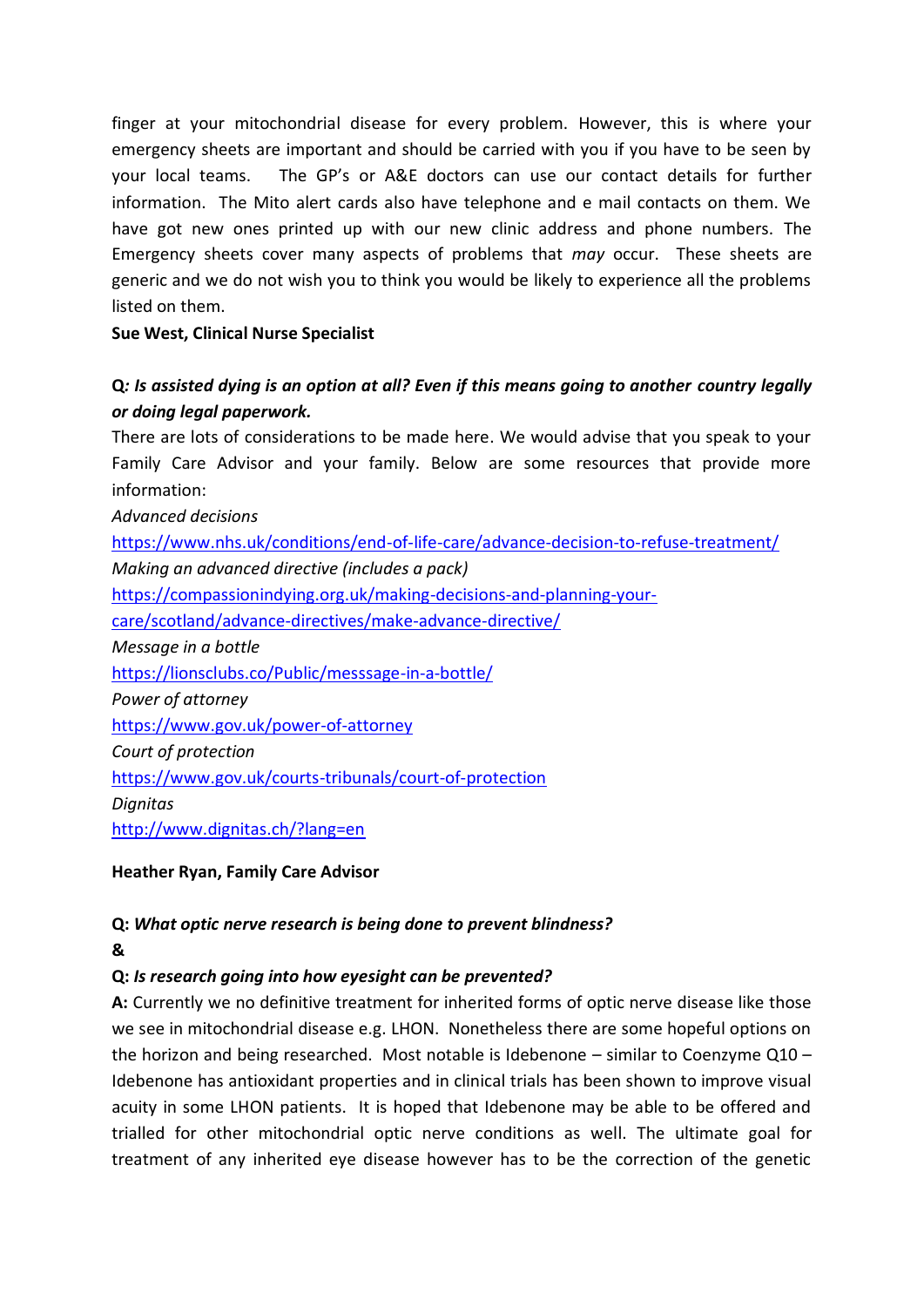finger at your mitochondrial disease for every problem. However, this is where your emergency sheets are important and should be carried with you if you have to be seen by your local teams. The GP's or A&E doctors can use our contact details for further information. The Mito alert cards also have telephone and e mail contacts on them. We have got new ones printed up with our new clinic address and phone numbers. The Emergency sheets cover many aspects of problems that *may* occur. These sheets are generic and we do not wish you to think you would be likely to experience all the problems listed on them.

**Sue West, Clinical Nurse Specialist**

**Q*: Is assisted dying is an option at all? Even if this means going to another country legally or doing legal paperwork.***

There are lots of considerations to be made here. We would advise that you speak to your Family Care Advisor and your family. Below are some resources that provide more information:

*Advanced decisions*

https://www.nhs.uk/conditions/end-of-life-care/advance-decision-to-refuse-treatment/

*Making an advanced directive (includes a pack)*

https://compassionindying.org.uk/making-decisions-and-planning-your-care/scotland/advance-directives/make-advance-directive/

*Message in a bottle*

https://lionsclubs.co/Public/messsage-in-a-bottle/

*Power of attorney*

https://www.gov.uk/power-of-attorney

*Court of protection*

https://www.gov.uk/courts-tribunals/court-of-protection

*Dignitas*

http://www.dignitas.ch/?lang=en

**Heather Ryan, Family Care Advisor**

**Q: *What optic nerve research is being done to prevent blindness?***

**&**

**Q: *Is research going into how eyesight can be prevented?***

**A:** Currently we no definitive treatment for inherited forms of optic nerve disease like those we see in mitochondrial disease e.g. LHON. Nonetheless there are some hopeful options on the horizon and being researched. Most notable is Idebenone – similar to Coenzyme Q10 – Idebenone has antioxidant properties and in clinical trials has been shown to improve visual acuity in some LHON patients. It is hoped that Idebenone may be able to be offered and trialled for other mitochondrial optic nerve conditions as well. The ultimate goal for treatment of any inherited eye disease however has to be the correction of the genetic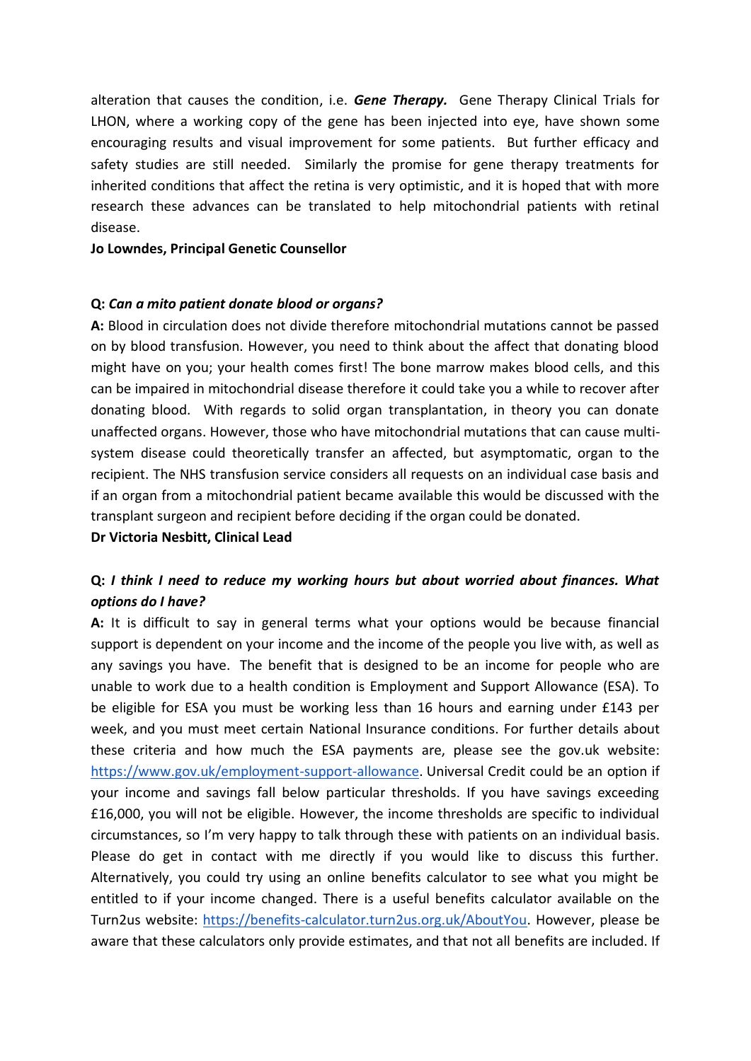alteration that causes the condition, i.e. ***Gene Therapy.*** Gene Therapy Clinical Trials for LHON, where a working copy of the gene has been injected into eye, have shown some encouraging results and visual improvement for some patients. But further efficacy and safety studies are still needed. Similarly the promise for gene therapy treatments for inherited conditions that affect the retina is very optimistic, and it is hoped that with more research these advances can be translated to help mitochondrial patients with retinal disease.

**Jo Lowndes, Principal Genetic Counsellor**

**Q:** ***Can a mito patient donate blood or organs?***

**A:** Blood in circulation does not divide therefore mitochondrial mutations cannot be passed on by blood transfusion. However, you need to think about the affect that donating blood might have on you; your health comes first! The bone marrow makes blood cells, and this can be impaired in mitochondrial disease therefore it could take you a while to recover after donating blood. With regards to solid organ transplantation, in theory you can donate unaffected organs. However, those who have mitochondrial mutations that can cause multi-system disease could theoretically transfer an affected, but asymptomatic, organ to the recipient. The NHS transfusion service considers all requests on an individual case basis and if an organ from a mitochondrial patient became available this would be discussed with the transplant surgeon and recipient before deciding if the organ could be donated.

**Dr Victoria Nesbitt, Clinical Lead**

**Q:** ***I think I need to reduce my working hours but about worried about finances. What options do I have?***

**A:** It is difficult to say in general terms what your options would be because financial support is dependent on your income and the income of the people you live with, as well as any savings you have. The benefit that is designed to be an income for people who are unable to work due to a health condition is Employment and Support Allowance (ESA). To be eligible for ESA you must be working less than 16 hours and earning under £143 per week, and you must meet certain National Insurance conditions. For further details about these criteria and how much the ESA payments are, please see the gov.uk website: [https://www.gov.uk/employment-support-allowance](https://www.gov.uk/employment-support-allowance). Universal Credit could be an option if your income and savings fall below particular thresholds. If you have savings exceeding £16,000, you will not be eligible. However, the income thresholds are specific to individual circumstances, so I'm very happy to talk through these with patients on an individual basis. Please do get in contact with me directly if you would like to discuss this further. Alternatively, you could try using an online benefits calculator to see what you might be entitled to if your income changed. There is a useful benefits calculator available on the Turn2us website: [https://benefits-calculator.turn2us.org.uk/AboutYou](https://benefits-calculator.turn2us.org.uk/AboutYou). However, please be aware that these calculators only provide estimates, and that not all benefits are included. If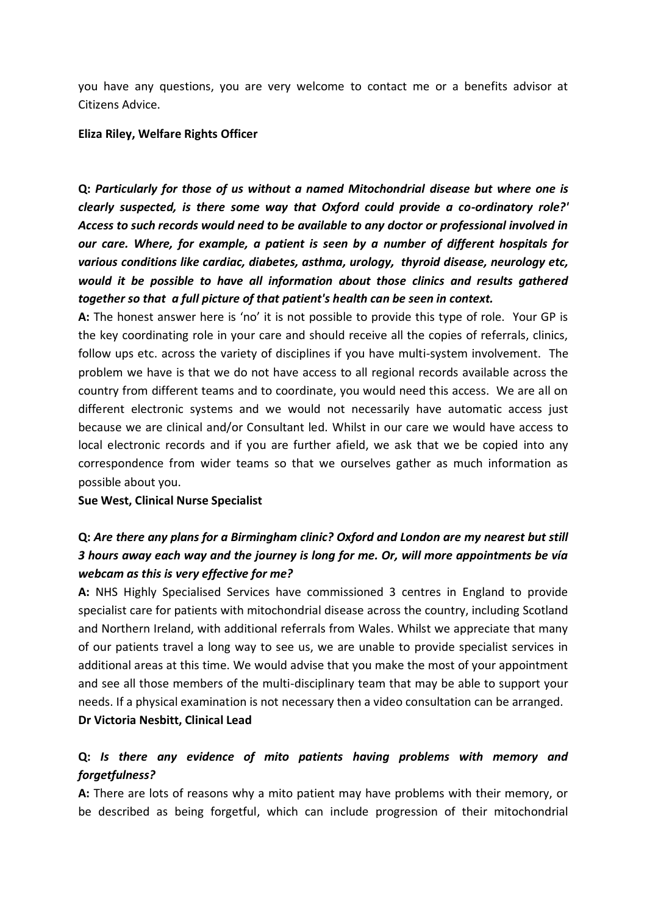you have any questions, you are very welcome to contact me or a benefits advisor at Citizens Advice.

**Eliza Riley, Welfare Rights Officer**

**Q:** ***Particularly for those of us without a named Mitochondrial disease but where one is clearly suspected, is there some way that Oxford could provide a co-ordinatory role?' Access to such records would need to be available to any doctor or professional involved in our care. Where, for example, a patient is seen by a number of different hospitals for various conditions like cardiac, diabetes, asthma, urology, thyroid disease, neurology etc, would it be possible to have all information about those clinics and results gathered together so that a full picture of that patient's health can be seen in context.***

**A:** The honest answer here is 'no' it is not possible to provide this type of role. Your GP is the key coordinating role in your care and should receive all the copies of referrals, clinics, follow ups etc. across the variety of disciplines if you have multi-system involvement. The problem we have is that we do not have access to all regional records available across the country from different teams and to coordinate, you would need this access. We are all on different electronic systems and we would not necessarily have automatic access just because we are clinical and/or Consultant led. Whilst in our care we would have access to local electronic records and if you are further afield, we ask that we be copied into any correspondence from wider teams so that we ourselves gather as much information as possible about you.

**Sue West, Clinical Nurse Specialist**

**Q:** ***Are there any plans for a Birmingham clinic? Oxford and London are my nearest but still 3 hours away each way and the journey is long for me. Or, will more appointments be vía webcam as this is very effective for me?***

**A:** NHS Highly Specialised Services have commissioned 3 centres in England to provide specialist care for patients with mitochondrial disease across the country, including Scotland and Northern Ireland, with additional referrals from Wales. Whilst we appreciate that many of our patients travel a long way to see us, we are unable to provide specialist services in additional areas at this time. We would advise that you make the most of your appointment and see all those members of the multi-disciplinary team that may be able to support your needs. If a physical examination is not necessary then a video consultation can be arranged.

**Dr Victoria Nesbitt, Clinical Lead**

**Q:** ***Is there any evidence of mito patients having problems with memory and forgetfulness?***

**A:** There are lots of reasons why a mito patient may have problems with their memory, or be described as being forgetful, which can include progression of their mitochondrial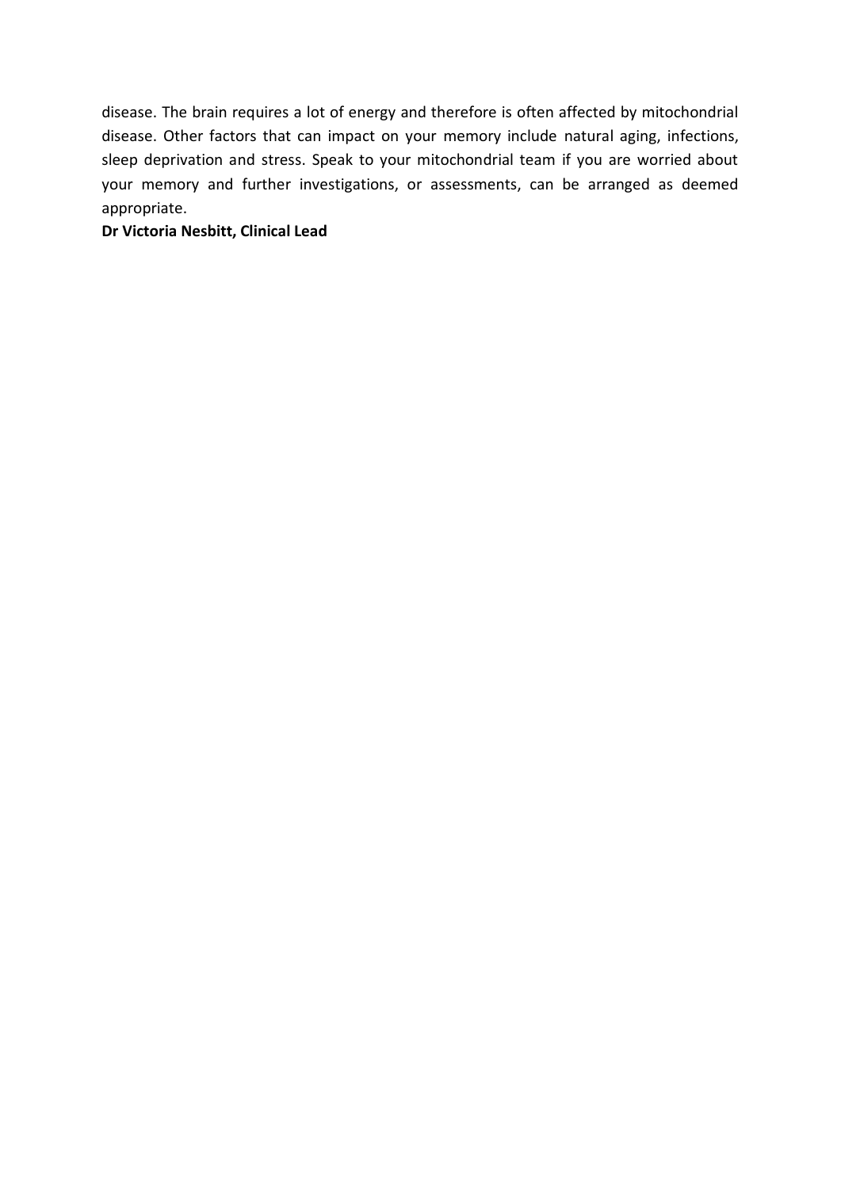disease. The brain requires a lot of energy and therefore is often affected by mitochondrial disease. Other factors that can impact on your memory include natural aging, infections, sleep deprivation and stress. Speak to your mitochondrial team if you are worried about your memory and further investigations, or assessments, can be arranged as deemed appropriate.

**Dr Victoria Nesbitt, Clinical Lead**